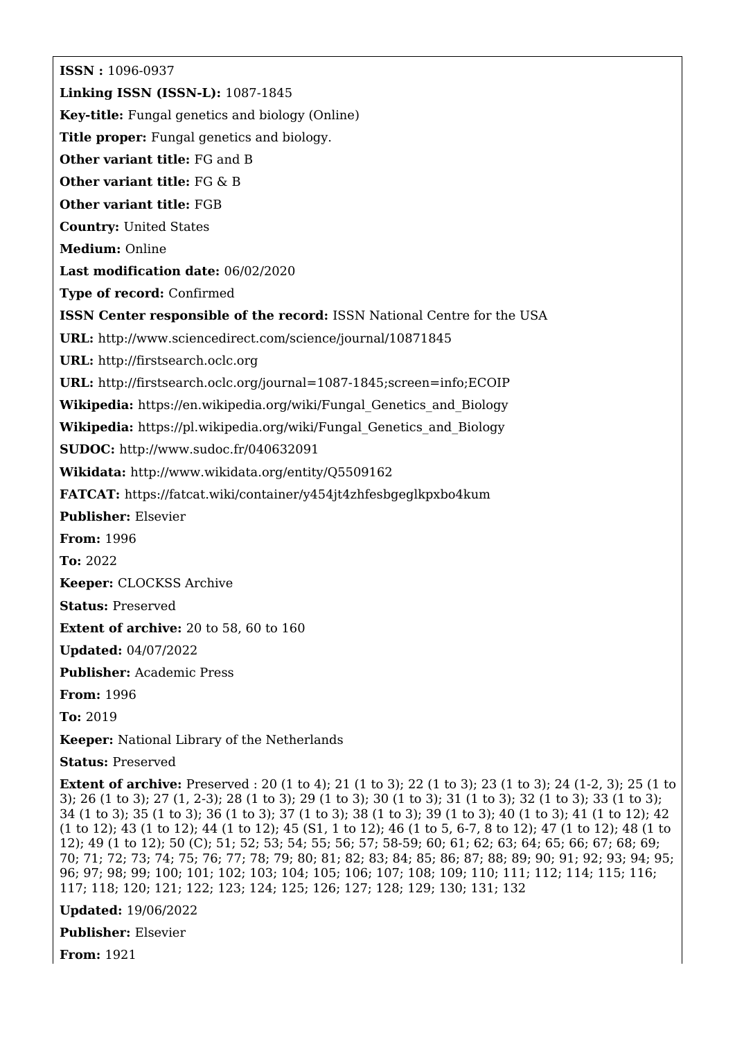**ISSN :** 1096-0937

**Linking ISSN (ISSN-L):** 1087-1845

**Key-title:** Fungal genetics and biology (Online)

**Title proper:** Fungal genetics and biology.

**Other variant title:** FG and B

**Other variant title:** FG & B

**Other variant title:** FGB

**Country:** United States

**Medium:** Online

**Last modification date:** 06/02/2020

**Type of record:** Confirmed

**ISSN Center responsible of the record:** ISSN National Centre for the USA

**URL:** http://www.sciencedirect.com/science/journal/10871845

**URL:** http://firstsearch.oclc.org

**URL:** http://firstsearch.oclc.org/journal=1087-1845;screen=info;ECOIP

**Wikipedia:** https://en.wikipedia.org/wiki/Fungal_Genetics_and_Biology

**Wikipedia:** https://pl.wikipedia.org/wiki/Fungal_Genetics_and_Biology

**SUDOC:** http://www.sudoc.fr/040632091

**Wikidata:** http://www.wikidata.org/entity/Q5509162

**FATCAT:** https://fatcat.wiki/container/y454jt4zhfesbgeglkpxbo4kum

**Publisher:** Elsevier

**From:** 1996

**To:** 2022

**Keeper:** CLOCKSS Archive

**Status:** Preserved

**Extent of archive:** 20 to 58, 60 to 160

**Updated:** 04/07/2022

**Publisher:** Academic Press

**From:** 1996

**To:** 2019

**Keeper:** National Library of the Netherlands

**Status:** Preserved

**Extent of archive:** Preserved : 20 (1 to 4); 21 (1 to 3); 22 (1 to 3); 23 (1 to 3); 24 (1-2, 3); 25 (1 to 3); 26 (1 to 3); 27 (1, 2-3); 28 (1 to 3); 29 (1 to 3); 30 (1 to 3); 31 (1 to 3); 32 (1 to 3); 33 (1 to 3); 34 (1 to 3); 35 (1 to 3); 36 (1 to 3); 37 (1 to 3); 38 (1 to 3); 39 (1 to 3); 40 (1 to 3); 41 (1 to 12); 42 (1 to 12); 43 (1 to 12); 44 (1 to 12); 45 (S1, 1 to 12); 46 (1 to 5, 6-7, 8 to 12); 47 (1 to 12); 48 (1 to 12); 49 (1 to 12); 50 (C); 51; 52; 53; 54; 55; 56; 57; 58-59; 60; 61; 62; 63; 64; 65; 66; 67; 68; 69; 70; 71; 72; 73; 74; 75; 76; 77; 78; 79; 80; 81; 82; 83; 84; 85; 86; 87; 88; 89; 90; 91; 92; 93; 94; 95; 96; 97; 98; 99; 100; 101; 102; 103; 104; 105; 106; 107; 108; 109; 110; 111; 112; 114; 115; 116; 117; 118; 120; 121; 122; 123; 124; 125; 126; 127; 128; 129; 130; 131; 132

**Updated:** 19/06/2022

**Publisher:** Elsevier

**From:** 1921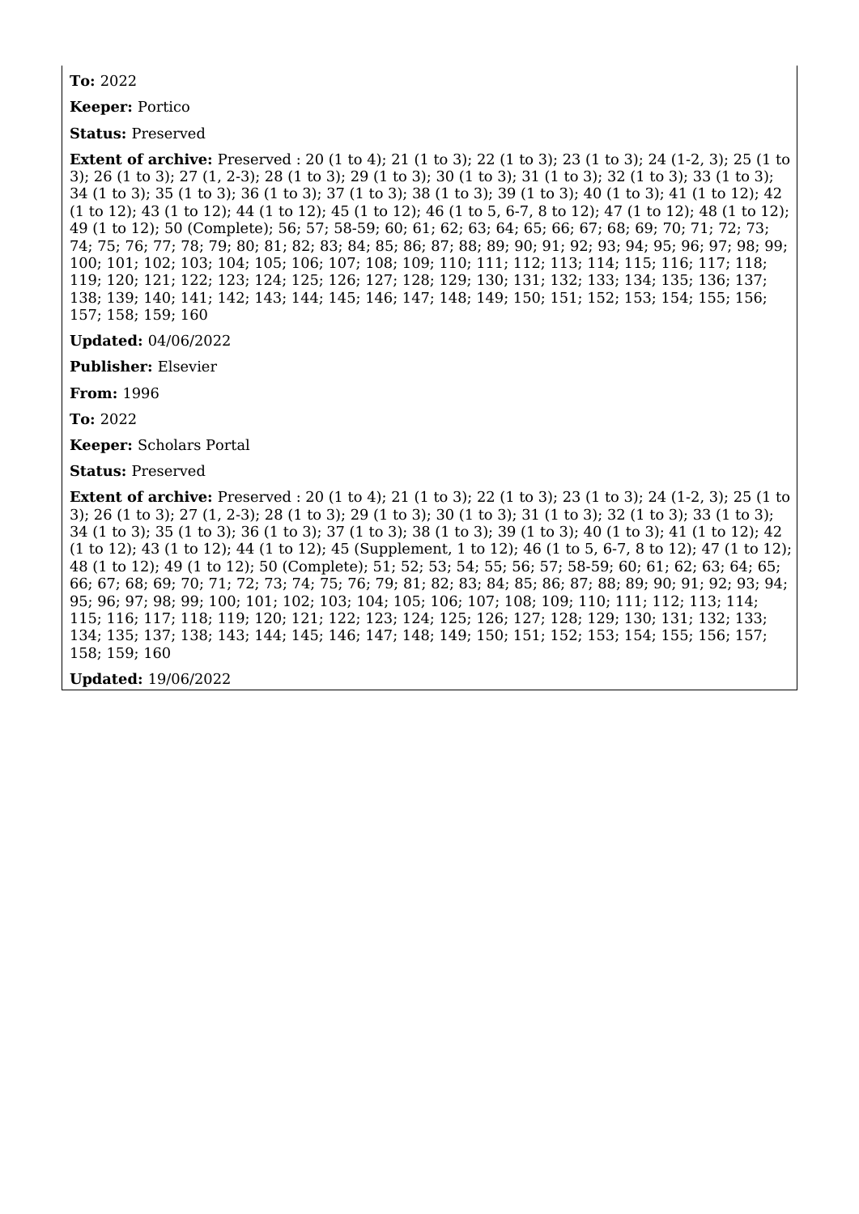**To:** 2022

**Keeper:** Portico

**Status:** Preserved

**Extent of archive:** Preserved : 20 (1 to 4); 21 (1 to 3); 22 (1 to 3); 23 (1 to 3); 24 (1-2, 3); 25 (1 to 3); 26 (1 to 3); 27 (1, 2-3); 28 (1 to 3); 29 (1 to 3); 30 (1 to 3); 31 (1 to 3); 32 (1 to 3); 33 (1 to 3); 34 (1 to 3); 35 (1 to 3); 36 (1 to 3); 37 (1 to 3); 38 (1 to 3); 39 (1 to 3); 40 (1 to 3); 41 (1 to 12); 42 (1 to 12); 43 (1 to 12); 44 (1 to 12); 45 (1 to 12); 46 (1 to 5, 6-7, 8 to 12); 47 (1 to 12); 48 (1 to 12); 49 (1 to 12); 50 (Complete); 56; 57; 58-59; 60; 61; 62; 63; 64; 65; 66; 67; 68; 69; 70; 71; 72; 73; 74; 75; 76; 77; 78; 79; 80; 81; 82; 83; 84; 85; 86; 87; 88; 89; 90; 91; 92; 93; 94; 95; 96; 97; 98; 99; 100; 101; 102; 103; 104; 105; 106; 107; 108; 109; 110; 111; 112; 113; 114; 115; 116; 117; 118; 119; 120; 121; 122; 123; 124; 125; 126; 127; 128; 129; 130; 131; 132; 133; 134; 135; 136; 137; 138; 139; 140; 141; 142; 143; 144; 145; 146; 147; 148; 149; 150; 151; 152; 153; 154; 155; 156; 157; 158; 159; 160

**Updated:** 04/06/2022

**Publisher:** Elsevier

**From:** 1996

**To:** 2022

**Keeper:** Scholars Portal

**Status:** Preserved

**Extent of archive:** Preserved : 20 (1 to 4); 21 (1 to 3); 22 (1 to 3); 23 (1 to 3); 24 (1-2, 3); 25 (1 to 3); 26 (1 to 3); 27 (1, 2-3); 28 (1 to 3); 29 (1 to 3); 30 (1 to 3); 31 (1 to 3); 32 (1 to 3); 33 (1 to 3); 34 (1 to 3); 35 (1 to 3); 36 (1 to 3); 37 (1 to 3); 38 (1 to 3); 39 (1 to 3); 40 (1 to 3); 41 (1 to 12); 42 (1 to 12); 43 (1 to 12); 44 (1 to 12); 45 (Supplement, 1 to 12); 46 (1 to 5, 6-7, 8 to 12); 47 (1 to 12); 48 (1 to 12); 49 (1 to 12); 50 (Complete); 51; 52; 53; 54; 55; 56; 57; 58-59; 60; 61; 62; 63; 64; 65; 66; 67; 68; 69; 70; 71; 72; 73; 74; 75; 76; 79; 81; 82; 83; 84; 85; 86; 87; 88; 89; 90; 91; 92; 93; 94; 95; 96; 97; 98; 99; 100; 101; 102; 103; 104; 105; 106; 107; 108; 109; 110; 111; 112; 113; 114; 115; 116; 117; 118; 119; 120; 121; 122; 123; 124; 125; 126; 127; 128; 129; 130; 131; 132; 133; 134; 135; 137; 138; 143; 144; 145; 146; 147; 148; 149; 150; 151; 152; 153; 154; 155; 156; 157; 158; 159; 160

**Updated:** 19/06/2022